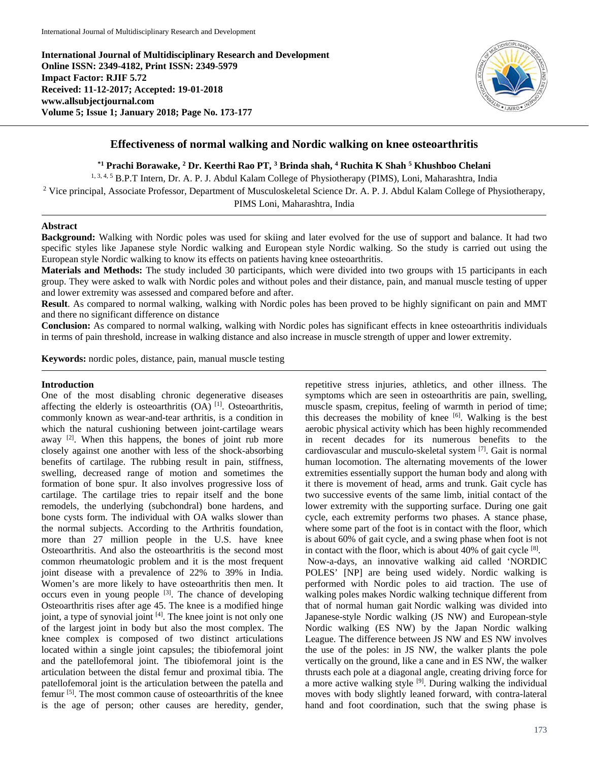International Journal of Multidisciplinary Research and Development
**Online ISSN: 2349-4182, Print ISSN: 2349-5979**
**Impact Factor: RJIF 5.72**
**Received: 11-12-2017; Accepted: 19-01-2018**
**www.allsubjectjournal.com**
**Volume 5; Issue 1; January 2018; Page No. 173-177**

# Effectiveness of normal walking and Nordic walking on knee osteoarthritis

**[*1] Prachi Borawake, [2] Dr. Keerthi Rao PT, [3] Brinda shah, [4] Ruchita K Shah [5] Khushboo Chelani**

[1, 3, 4, 5] B.P.T Intern, Dr. A. P. J. Abdul Kalam College of Physiotherapy (PIMS), Loni, Maharashtra, India

[2] Vice principal, Associate Professor, Department of Musculoskeletal Science Dr. A. P. J. Abdul Kalam College of Physiotherapy, PIMS Loni, Maharashtra, India

## Abstract

**Background:** Walking with Nordic poles was used for skiing and later evolved for the use of support and balance. It had two specific styles like Japanese style Nordic walking and European style Nordic walking. So the study is carried out using the European style Nordic walking to know its effects on patients having knee osteoarthritis.

**Materials and Methods:** The study included 30 participants, which were divided into two groups with 15 participants in each group. They were asked to walk with Nordic poles and without poles and their distance, pain, and manual muscle testing of upper and lower extremity was assessed and compared before and after.

**Result**. As compared to normal walking, walking with Nordic poles has been proved to be highly significant on pain and MMT and there no significant difference on distance

**Conclusion:** As compared to normal walking, walking with Nordic poles has significant effects in knee osteoarthritis individuals in terms of pain threshold, increase in walking distance and also increase in muscle strength of upper and lower extremity.

**Keywords:** nordic poles, distance, pain, manual muscle testing

## Introduction

One of the most disabling chronic degenerative diseases affecting the elderly is osteoarthritis (OA) [1]. Osteoarthritis, commonly known as wear-and-tear arthritis, is a condition in which the natural cushioning between joint-cartilage wears away [2]. When this happens, the bones of joint rub more closely against one another with less of the shock-absorbing benefits of cartilage. The rubbing result in pain, stiffness, swelling, decreased range of motion and sometimes the formation of bone spur. It also involves progressive loss of cartilage. The cartilage tries to repair itself and the bone remodels, the underlying (subchondral) bone hardens, and bone cysts form. The individual with OA walks slower than the normal subjects. According to the Arthritis foundation, more than 27 million people in the U.S. have knee Osteoarthritis. And also the osteoarthritis is the second most common rheumatologic problem and it is the most frequent joint disease with a prevalence of 22% to 39% in India. Women's are more likely to have osteoarthritis then men. It occurs even in young people [3]. The chance of developing Osteoarthritis rises after age 45. The knee is a modified hinge joint, a type of synovial joint [4]. The knee joint is not only one of the largest joint in body but also the most complex. The knee complex is composed of two distinct articulations located within a single joint capsules; the tibiofemoral joint and the patellofemoral joint. The tibiofemoral joint is the articulation between the distal femur and proximal tibia. The patellofemoral joint is the articulation between the patella and femur [5]. The most common cause of osteoarthritis of the knee is the age of person; other causes are heredity, gender, repetitive stress injuries, athletics, and other illness. The symptoms which are seen in osteoarthritis are pain, swelling, muscle spasm, crepitus, feeling of warmth in period of time; this decreases the mobility of knee [6]. Walking is the best aerobic physical activity which has been highly recommended in recent decades for its numerous benefits to the cardiovascular and musculo-skeletal system [7]. Gait is normal human locomotion. The alternating movements of the lower extremities essentially support the human body and along with it there is movement of head, arms and trunk. Gait cycle has two successive events of the same limb, initial contact of the lower extremity with the supporting surface. During one gait cycle, each extremity performs two phases. A stance phase, where some part of the foot is in contact with the floor, which is about 60% of gait cycle, and a swing phase when foot is not in contact with the floor, which is about 40% of gait cycle [8].

Now-a-days, an innovative walking aid called 'NORDIC POLES' [NP] are being used widely. Nordic walking is performed with Nordic poles to aid traction. The use of walking poles makes Nordic walking technique different from that of normal human gait Nordic walking was divided into Japanese-style Nordic walking (JS NW) and European-style Nordic walking (ES NW) by the Japan Nordic walking League. The difference between JS NW and ES NW involves the use of the poles: in JS NW, the walker plants the pole vertically on the ground, like a cane and in ES NW, the walker thrusts each pole at a diagonal angle, creating driving force for a more active walking style [9]. During walking the individual moves with body slightly leaned forward, with contra-lateral hand and foot coordination, such that the swing phase is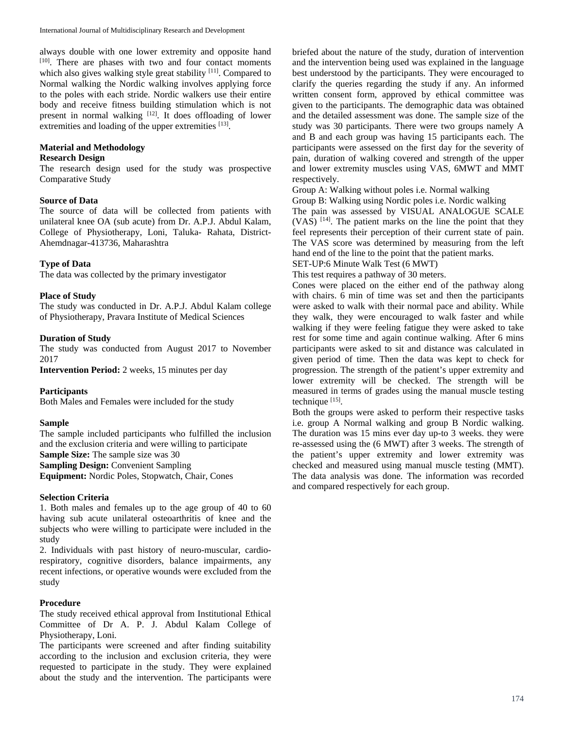always double with one lower extremity and opposite hand [10]. There are phases with two and four contact moments which also gives walking style great stability [11]. Compared to Normal walking the Nordic walking involves applying force to the poles with each stride. Nordic walkers use their entire body and receive fitness building stimulation which is not present in normal walking [12]. It does offloading of lower extremities and loading of the upper extremities [13].

## Material and Methodology

### Research Design

The research design used for the study was prospective Comparative Study

### Source of Data

The source of data will be collected from patients with unilateral knee OA (sub acute) from Dr. A.P.J. Abdul Kalam, College of Physiotherapy, Loni, Taluka- Rahata, District-Ahemdnagar-413736, Maharashtra

### Type of Data

The data was collected by the primary investigator

### Place of Study

The study was conducted in Dr. A.P.J. Abdul Kalam college of Physiotherapy, Pravara Institute of Medical Sciences

### Duration of Study

The study was conducted from August 2017 to November 2017

**Intervention Period:** 2 weeks, 15 minutes per day

### Participants

Both Males and Females were included for the study

### Sample

The sample included participants who fulfilled the inclusion and the exclusion criteria and were willing to participate

**Sample Size:** The sample size was 30

**Sampling Design:** Convenient Sampling

**Equipment:** Nordic Poles, Stopwatch, Chair, Cones

### Selection Criteria

1. Both males and females up to the age group of 40 to 60 having sub acute unilateral osteoarthritis of knee and the subjects who were willing to participate were included in the study
2. Individuals with past history of neuro-muscular, cardio-respiratory, cognitive disorders, balance impairments, any recent infections, or operative wounds were excluded from the study

### Procedure

The study received ethical approval from Institutional Ethical Committee of Dr A. P. J. Abdul Kalam College of Physiotherapy, Loni.

The participants were screened and after finding suitability according to the inclusion and exclusion criteria, they were requested to participate in the study. They were explained about the study and the intervention. The participants were briefed about the nature of the study, duration of intervention and the intervention being used was explained in the language best understood by the participants. They were encouraged to clarify the queries regarding the study if any. An informed written consent form, approved by ethical committee was given to the participants. The demographic data was obtained and the detailed assessment was done. The sample size of the study was 30 participants. There were two groups namely A and B and each group was having 15 participants each. The participants were assessed on the first day for the severity of pain, duration of walking covered and strength of the upper and lower extremity muscles using VAS, 6MWT and MMT respectively.

Group A: Walking without poles i.e. Normal walking

Group B: Walking using Nordic poles i.e. Nordic walking

The pain was assessed by VISUAL ANALOGUE SCALE (VAS) [14]. The patient marks on the line the point that they feel represents their perception of their current state of pain. The VAS score was determined by measuring from the left hand end of the line to the point that the patient marks.

SET-UP:6 Minute Walk Test (6 MWT)

This test requires a pathway of 30 meters.

Cones were placed on the either end of the pathway along with chairs. 6 min of time was set and then the participants were asked to walk with their normal pace and ability. While they walk, they were encouraged to walk faster and while walking if they were feeling fatigue they were asked to take rest for some time and again continue walking. After 6 mins participants were asked to sit and distance was calculated in given period of time. Then the data was kept to check for progression. The strength of the patient's upper extremity and lower extremity will be checked. The strength will be measured in terms of grades using the manual muscle testing technique [15].

Both the groups were asked to perform their respective tasks i.e. group A Normal walking and group B Nordic walking. The duration was 15 mins ever day up-to 3 weeks. they were re-assessed using the (6 MWT) after 3 weeks. The strength of the patient's upper extremity and lower extremity was checked and measured using manual muscle testing (MMT). The data analysis was done. The information was recorded and compared respectively for each group.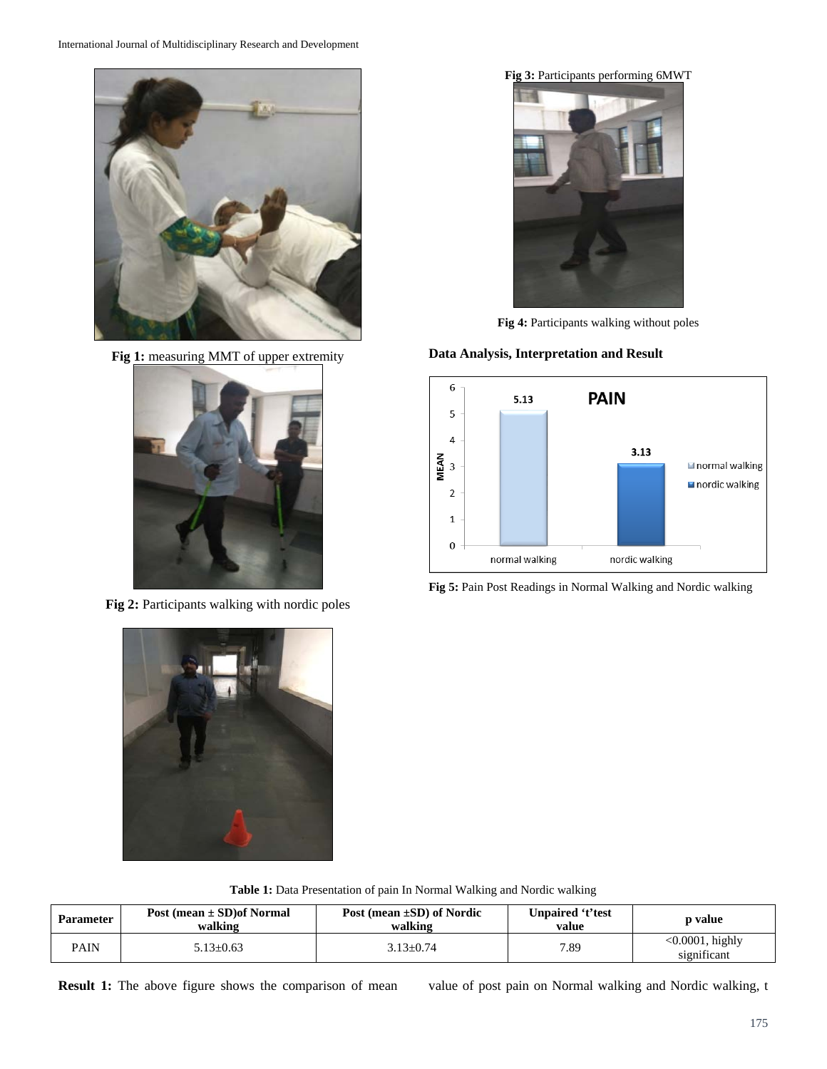Fig 1: measuring MMT of upper extremity

Fig 2: Participants walking with nordic poles

Fig 3: Participants performing 6MWT

Fig 4: Participants walking without poles

## Data Analysis, Interpretation and Result

**Fig 5:** Pain Post Readings in Normal Walking and Nordic walking

**Table 1:** Data Presentation of pain In Normal Walking and Nordic walking

| Parameter | Post (mean ± SD)of Normal walking | Post (mean ±SD) of Nordic walking | Unpaired 't'test value | p value |
|---|---|---|---|---|
| PAIN | 5.13±0.63 | 3.13±0.74 | 7.89 | <0.0001, highly significant |

**Result 1:** The above figure shows the comparison of mean value of post pain on Normal walking and Nordic walking, t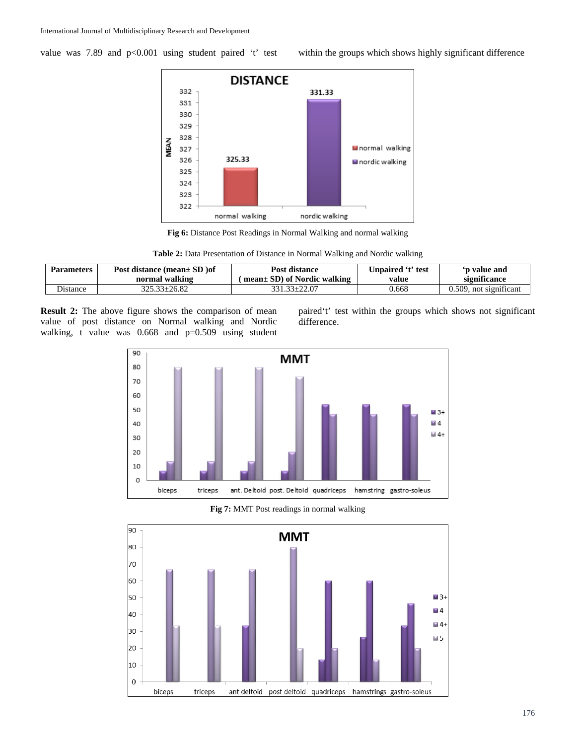value was 7.89 and $p<0.001$ using student paired 't' test within the groups which shows highly significant difference

Fig 6: Distance Post Readings in Normal Walking and normal walking

**Table 2:** Data Presentation of Distance in Normal Walking and Nordic walking

| Parameters | Post distance (mean± SD )of normal walking | Post distance ( mean± SD) of Nordic walking | Unpaired 't' test value | 'p value and significance |
|---|---|---|---|---|
| Distance | 325.33±26.82 | 331.33±22.07 | 0.668 | 0.509, not significant |

**Result 2:** The above figure shows the comparison of mean value of post distance on Normal walking and Nordic walking, t value was 0.668 and p=0.509 using student paired't' test within the groups which shows not significant difference.

**Fig 7:** MMT Post readings in normal walking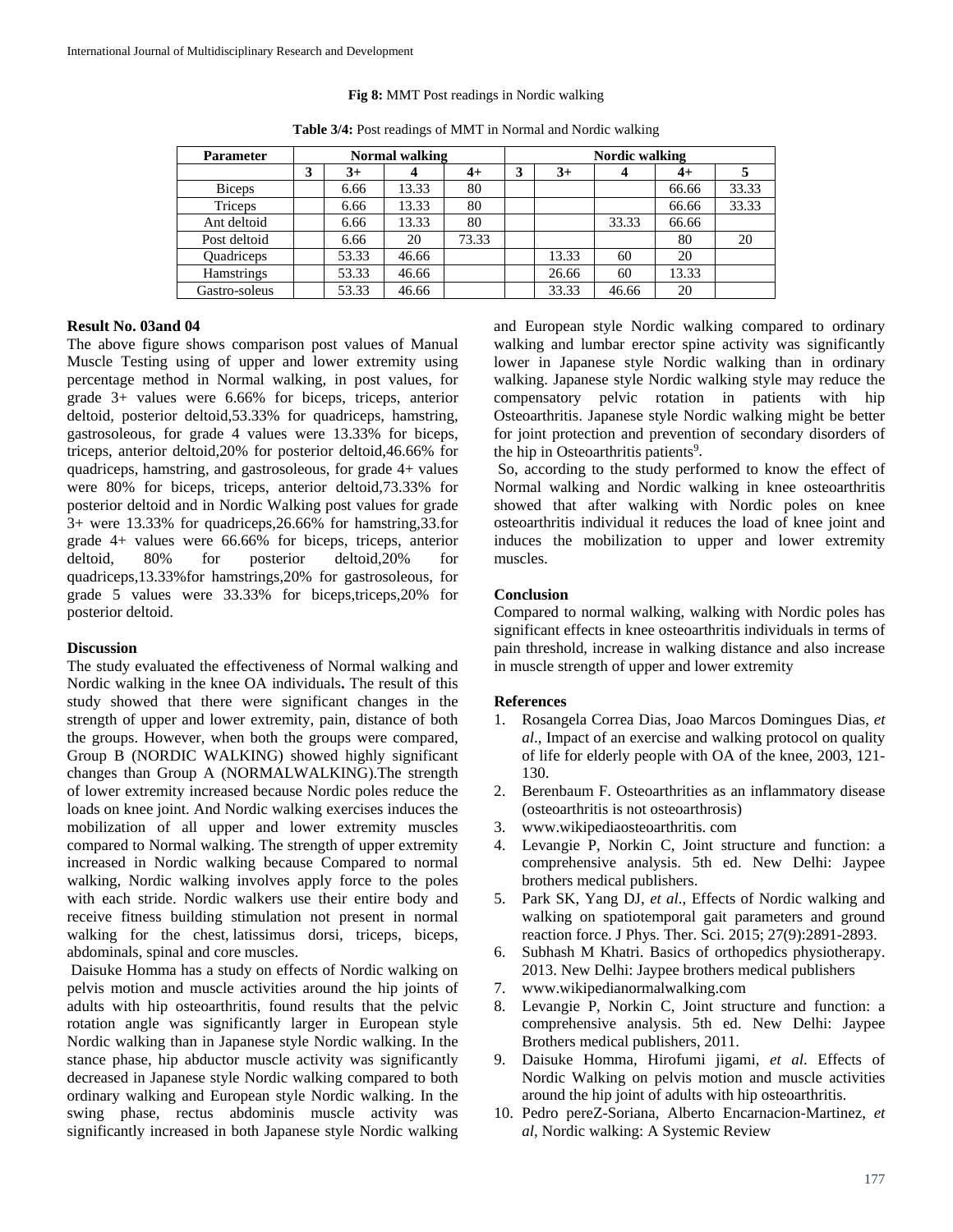**Fig 8:** MMT Post readings in Nordic walking

**Table 3/4:** Post readings of MMT in Normal and Nordic walking

| Parameter | Normal walking | | | | Nordic walking | | | | |
|---|---|---|---|---|---|---|---|---|---|
| | 3 | 3+ | 4 | 4+ | 3 | 3+ | 4 | 4+ | 5 |
| Biceps | | 6.66 | 13.33 | 80 | | | | 66.66 | 33.33 |
| Triceps | | 6.66 | 13.33 | 80 | | | | 66.66 | 33.33 |
| Ant deltoid | | 6.66 | 13.33 | 80 | | | 33.33 | 66.66 | |
| Post deltoid | | 6.66 | 20 | 73.33 | | | | 80 | 20 |
| Quadriceps | | 53.33 | 46.66 | | | 13.33 | 60 | 20 | |
| Hamstrings | | 53.33 | 46.66 | | | 26.66 | 60 | 13.33 | |
| Gastro-soleus | | 53.33 | 46.66 | | | 33.33 | 46.66 | 20 | |

**Result No. 03and 04**

The above figure shows comparison post values of Manual Muscle Testing using of upper and lower extremity using percentage method in Normal walking, in post values, for grade 3+ values were 6.66% for biceps, triceps, anterior deltoid, posterior deltoid,53.33% for quadriceps, hamstring, gastrosoleous, for grade 4 values were 13.33% for biceps, triceps, anterior deltoid,20% for posterior deltoid,46.66% for quadriceps, hamstring, and gastrosoleous, for grade 4+ values were 80% for biceps, triceps, anterior deltoid,73.33% for posterior deltoid and in Nordic Walking post values for grade 3+ were 13.33% for quadriceps,26.66% for hamstring,33.for grade 4+ values were 66.66% for biceps, triceps, anterior deltoid, 80% for posterior deltoid,20% for quadriceps,13.33%for hamstrings,20% for gastrosoleous, for grade 5 values were 33.33% for biceps,triceps,20% for posterior deltoid.

**Discussion**

The study evaluated the effectiveness of Normal walking and Nordic walking in the knee OA individuals**.** The result of this study showed that there were significant changes in the strength of upper and lower extremity, pain, distance of both the groups. However, when both the groups were compared, Group B (NORDIC WALKING) showed highly significant changes than Group A (NORMALWALKING).The strength of lower extremity increased because Nordic poles reduce the loads on knee joint. And Nordic walking exercises induces the mobilization of all upper and lower extremity muscles compared to Normal walking. The strength of upper extremity increased in Nordic walking because Compared to normal walking, Nordic walking involves apply force to the poles with each stride. Nordic walkers use their entire body and receive fitness building stimulation not present in normal walking for the chest, latissimus dorsi, triceps, biceps, abdominals, spinal and core muscles.

Daisuke Homma has a study on effects of Nordic walking on pelvis motion and muscle activities around the hip joints of adults with hip osteoarthritis, found results that the pelvic rotation angle was significantly larger in European style Nordic walking than in Japanese style Nordic walking. In the stance phase, hip abductor muscle activity was significantly decreased in Japanese style Nordic walking compared to both ordinary walking and European style Nordic walking. In the swing phase, rectus abdominis muscle activity was significantly increased in both Japanese style Nordic walking and European style Nordic walking compared to ordinary walking and lumbar erector spine activity was significantly lower in Japanese style Nordic walking than in ordinary walking. Japanese style Nordic walking style may reduce the compensatory pelvic rotation in patients with hip Osteoarthritis. Japanese style Nordic walking might be better for joint protection and prevention of secondary disorders of the hip in Osteoarthritis patients[9].

So, according to the study performed to know the effect of Normal walking and Nordic walking in knee osteoarthritis showed that after walking with Nordic poles on knee osteoarthritis individual it reduces the load of knee joint and induces the mobilization to upper and lower extremity muscles.

**Conclusion**

Compared to normal walking, walking with Nordic poles has significant effects in knee osteoarthritis individuals in terms of pain threshold, increase in walking distance and also increase in muscle strength of upper and lower extremity

**References**

1. Rosangela Correa Dias, Joao Marcos Domingues Dias, *et al*., Impact of an exercise and walking protocol on quality of life for elderly people with OA of the knee, 2003, 121-130.
2. Berenbaum F. Osteoarthrities as an inflammatory disease (osteoarthritis is not osteoarthrosis)
3. www.wikipediaosteoarthritis. com
4. Levangie P, Norkin C, Joint structure and function: a comprehensive analysis. 5th ed. New Delhi: Jaypee brothers medical publishers.
5. Park SK, Yang DJ, *et al*., Effects of Nordic walking and walking on spatiotemporal gait parameters and ground reaction force. J Phys. Ther. Sci. 2015; 27(9):2891-2893.
6. Subhash M Khatri. Basics of orthopedics physiotherapy. 2013. New Delhi: Jaypee brothers medical publishers
7. www.wikipedianormalwalking.com
8. Levangie P, Norkin C, Joint structure and function: a comprehensive analysis. 5th ed. New Delhi: Jaypee Brothers medical publishers, 2011.
9. Daisuke Homma, Hirofumi jigami, *et al*. Effects of Nordic Walking on pelvis motion and muscle activities around the hip joint of adults with hip osteoarthritis.
10. Pedro pereZ-Soriana, Alberto Encarnacion-Martinez, *et al*, Nordic walking: A Systemic Review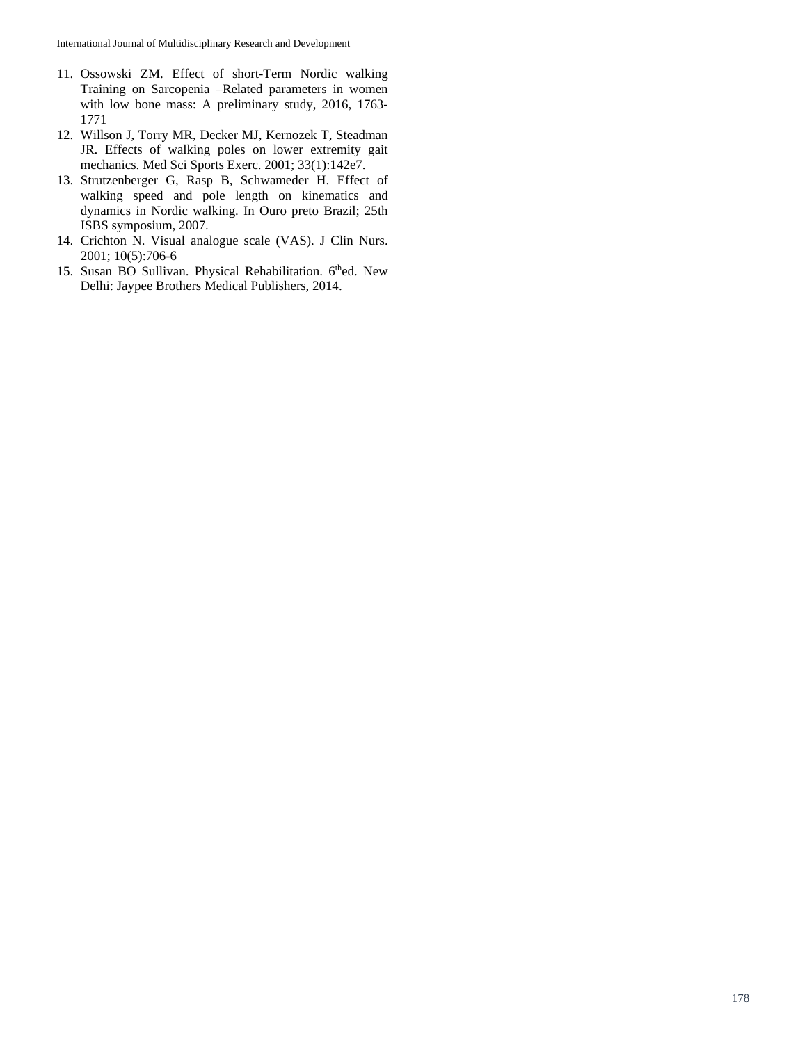11. Ossowski ZM. Effect of short-Term Nordic walking Training on Sarcopenia –Related parameters in women with low bone mass: A preliminary study, 2016, 1763-1771
12. Willson J, Torry MR, Decker MJ, Kernozek T, Steadman JR. Effects of walking poles on lower extremity gait mechanics. Med Sci Sports Exerc. 2001; 33(1):142e7.
13. Strutzenberger G, Rasp B, Schwameder H. Effect of walking speed and pole length on kinematics and dynamics in Nordic walking. In Ouro preto Brazil; 25th ISBS symposium, 2007.
14. Crichton N. Visual analogue scale (VAS). J Clin Nurs. 2001; 10(5):706-6
15. Susan BO Sullivan. Physical Rehabilitation. 6thed. New Delhi: Jaypee Brothers Medical Publishers, 2014.